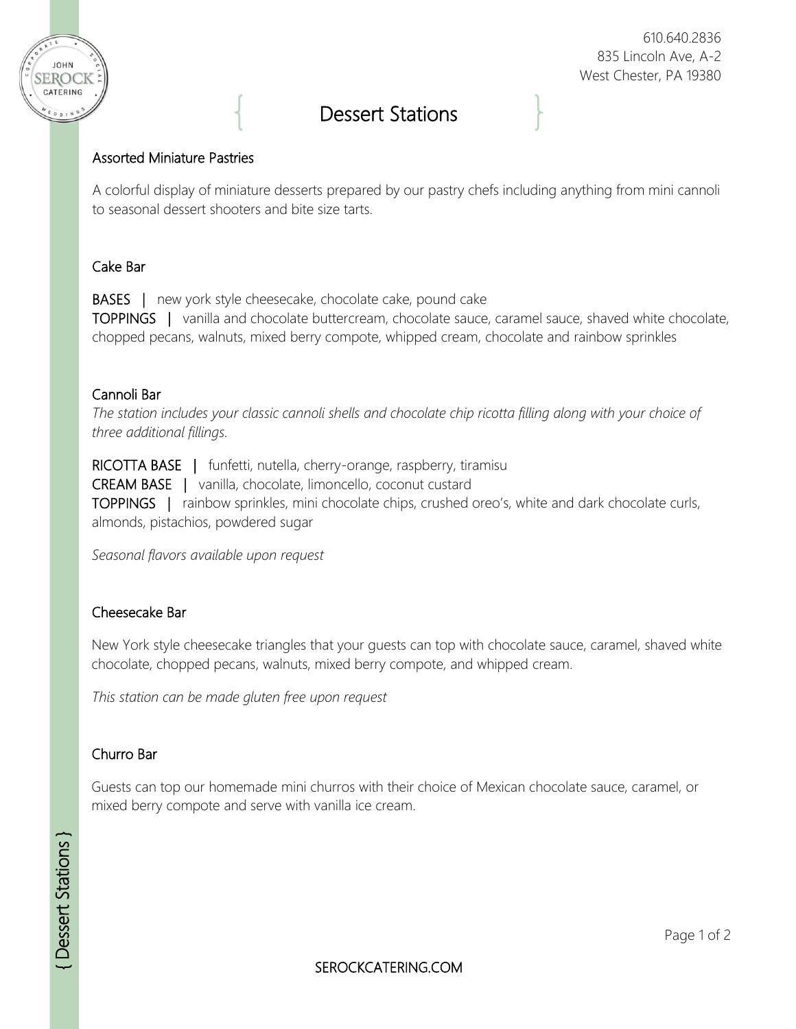610.640.2836
835 Lincoln Ave, A-2
West Chester, PA 19380

# Dessert Stations

## Assorted Miniature Pastries

A colorful display of miniature desserts prepared by our pastry chefs including anything from mini cannoli to seasonal dessert shooters and bite size tarts.

## Cake Bar

BASES | new york style cheesecake, chocolate cake, pound cake
TOPPINGS | vanilla and chocolate buttercream, chocolate sauce, caramel sauce, shaved white chocolate, chopped pecans, walnuts, mixed berry compote, whipped cream, chocolate and rainbow sprinkles

## Cannoli Bar

*The station includes your classic cannoli shells and chocolate chip ricotta filling along with your choice of three additional fillings.*

RICOTTA BASE | funfetti, nutella, cherry-orange, raspberry, tiramisu
CREAM BASE | vanilla, chocolate, limoncello, coconut custard
TOPPINGS | rainbow sprinkles, mini chocolate chips, crushed oreo's, white and dark chocolate curls, almonds, pistachios, powdered sugar

*Seasonal flavors available upon request*

## Cheesecake Bar

New York style cheesecake triangles that your guests can top with chocolate sauce, caramel, shaved white chocolate, chopped pecans, walnuts, mixed berry compote, and whipped cream.

*This station can be made gluten free upon request*

## Churro Bar

Guests can top our homemade mini churros with their choice of Mexican chocolate sauce, caramel, or mixed berry compote and serve with vanilla ice cream.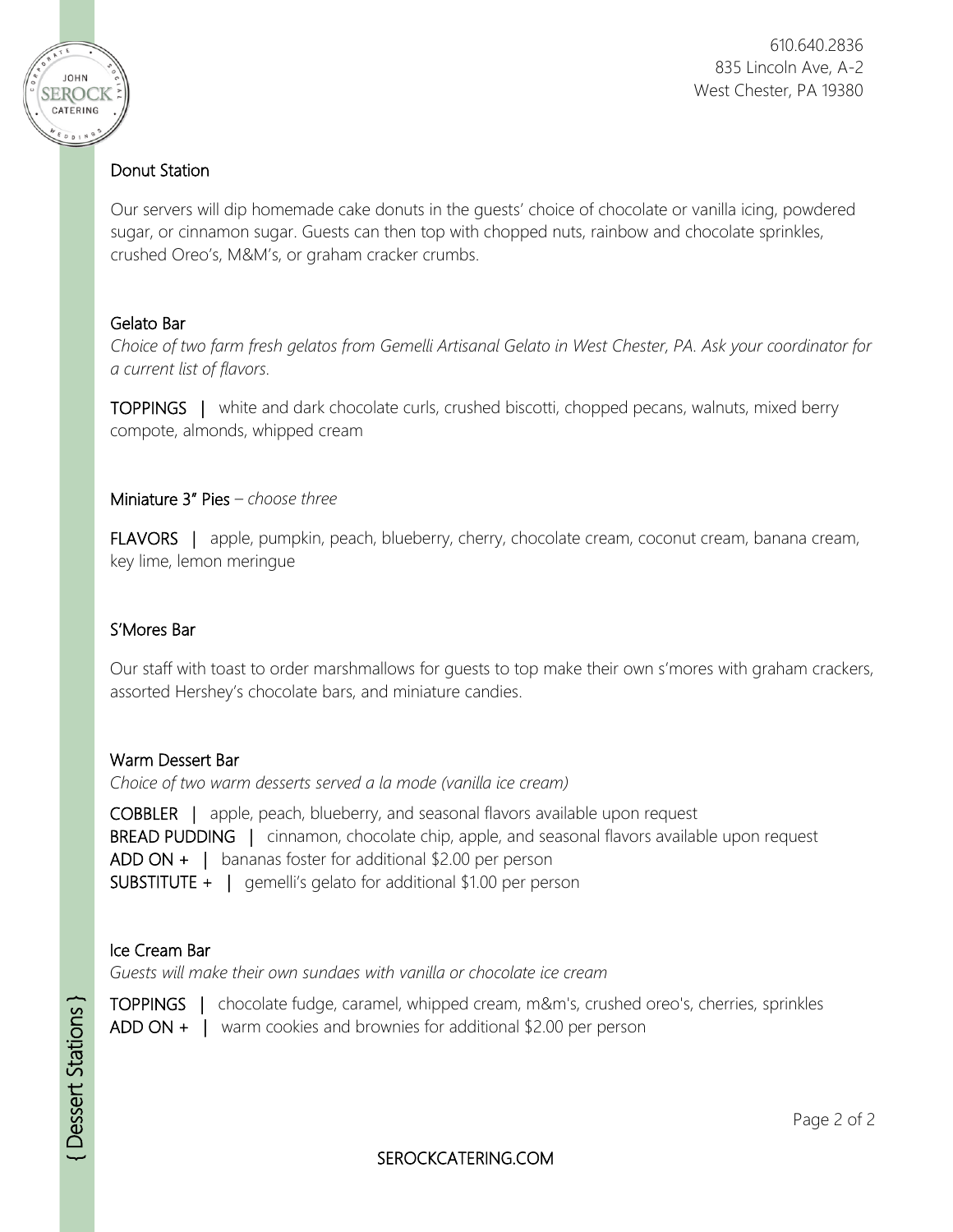## Donut Station

Our servers will dip homemade cake donuts in the guests' choice of chocolate or vanilla icing, powdered sugar, or cinnamon sugar. Guests can then top with chopped nuts, rainbow and chocolate sprinkles, crushed Oreo's, M&M's, or graham cracker crumbs.

## Gelato Bar

*Choice of two farm fresh gelatos from Gemelli Artisanal Gelato in West Chester, PA. Ask your coordinator for a current list of flavors.*

**TOPPINGS** | white and dark chocolate curls, crushed biscotti, chopped pecans, walnuts, mixed berry compote, almonds, whipped cream

## Miniature 3" Pies – *choose three*

**FLAVORS** | apple, pumpkin, peach, blueberry, cherry, chocolate cream, coconut cream, banana cream, key lime, lemon meringue

## S'Mores Bar

Our staff with toast to order marshmallows for guests to top make their own s'mores with graham crackers, assorted Hershey's chocolate bars, and miniature candies.

## Warm Dessert Bar

*Choice of two warm desserts served a la mode (vanilla ice cream)*

**COBBLER** | apple, peach, blueberry, and seasonal flavors available upon request
**BREAD PUDDING** | cinnamon, chocolate chip, apple, and seasonal flavors available upon request
**ADD ON +** | bananas foster for additional $2.00 per person
**SUBSTITUTE +** | gemelli's gelato for additional $1.00 per person

## Ice Cream Bar

*Guests will make their own sundaes with vanilla or chocolate ice cream*

**TOPPINGS** | chocolate fudge, caramel, whipped cream, m&m's, crushed oreo's, cherries, sprinkles
**ADD ON +** | warm cookies and brownies for additional $2.00 per person